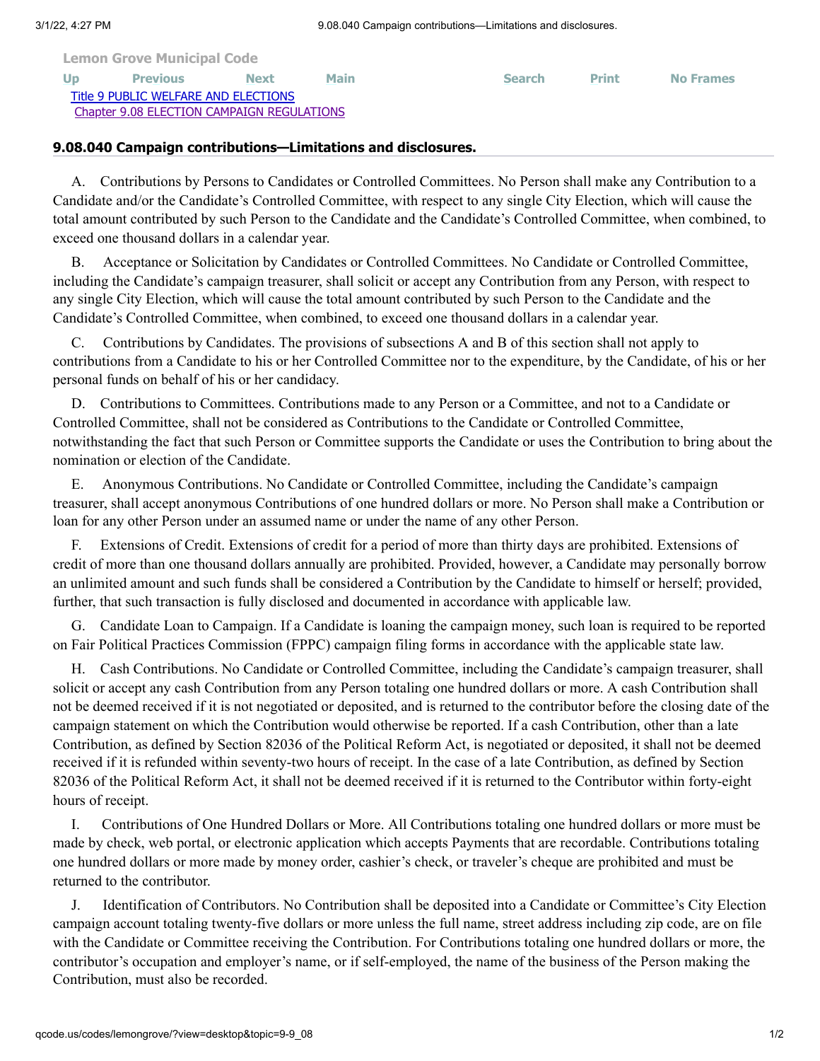Lemon Grove Municipal Code

Title 9 PUBLIC WELFARE AND ELECTIONS
Chapter 9.08 ELECTION CAMPAIGN REGULATIONS

### 9.08.040 Campaign contributions—Limitations and disclosures.

A. Contributions by Persons to Candidates or Controlled Committees. No Person shall make any Contribution to a Candidate and/or the Candidate's Controlled Committee, with respect to any single City Election, which will cause the total amount contributed by such Person to the Candidate and the Candidate's Controlled Committee, when combined, to exceed one thousand dollars in a calendar year.

B. Acceptance or Solicitation by Candidates or Controlled Committees. No Candidate or Controlled Committee, including the Candidate's campaign treasurer, shall solicit or accept any Contribution from any Person, with respect to any single City Election, which will cause the total amount contributed by such Person to the Candidate and the Candidate's Controlled Committee, when combined, to exceed one thousand dollars in a calendar year.

C. Contributions by Candidates. The provisions of subsections A and B of this section shall not apply to contributions from a Candidate to his or her Controlled Committee nor to the expenditure, by the Candidate, of his or her personal funds on behalf of his or her candidacy.

D. Contributions to Committees. Contributions made to any Person or a Committee, and not to a Candidate or Controlled Committee, shall not be considered as Contributions to the Candidate or Controlled Committee, notwithstanding the fact that such Person or Committee supports the Candidate or uses the Contribution to bring about the nomination or election of the Candidate.

E. Anonymous Contributions. No Candidate or Controlled Committee, including the Candidate's campaign treasurer, shall accept anonymous Contributions of one hundred dollars or more. No Person shall make a Contribution or loan for any other Person under an assumed name or under the name of any other Person.

F. Extensions of Credit. Extensions of credit for a period of more than thirty days are prohibited. Extensions of credit of more than one thousand dollars annually are prohibited. Provided, however, a Candidate may personally borrow an unlimited amount and such funds shall be considered a Contribution by the Candidate to himself or herself; provided, further, that such transaction is fully disclosed and documented in accordance with applicable law.

G. Candidate Loan to Campaign. If a Candidate is loaning the campaign money, such loan is required to be reported on Fair Political Practices Commission (FPPC) campaign filing forms in accordance with the applicable state law.

H. Cash Contributions. No Candidate or Controlled Committee, including the Candidate's campaign treasurer, shall solicit or accept any cash Contribution from any Person totaling one hundred dollars or more. A cash Contribution shall not be deemed received if it is not negotiated or deposited, and is returned to the contributor before the closing date of the campaign statement on which the Contribution would otherwise be reported. If a cash Contribution, other than a late Contribution, as defined by Section 82036 of the Political Reform Act, is negotiated or deposited, it shall not be deemed received if it is refunded within seventy-two hours of receipt. In the case of a late Contribution, as defined by Section 82036 of the Political Reform Act, it shall not be deemed received if it is returned to the Contributor within forty-eight hours of receipt.

I. Contributions of One Hundred Dollars or More. All Contributions totaling one hundred dollars or more must be made by check, web portal, or electronic application which accepts Payments that are recordable. Contributions totaling one hundred dollars or more made by money order, cashier's check, or traveler's cheque are prohibited and must be returned to the contributor.

J. Identification of Contributors. No Contribution shall be deposited into a Candidate or Committee's City Election campaign account totaling twenty-five dollars or more unless the full name, street address including zip code, are on file with the Candidate or Committee receiving the Contribution. For Contributions totaling one hundred dollars or more, the contributor's occupation and employer's name, or if self-employed, the name of the business of the Person making the Contribution, must also be recorded.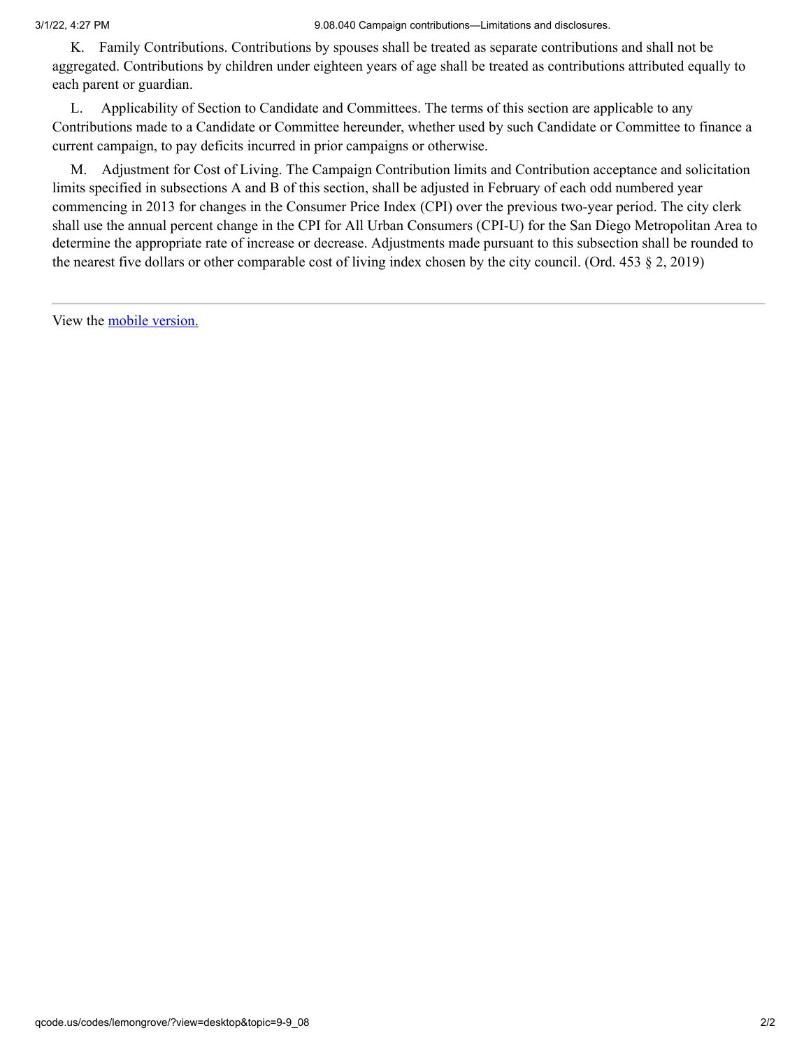K. Family Contributions. Contributions by spouses shall be treated as separate contributions and shall not be aggregated. Contributions by children under eighteen years of age shall be treated as contributions attributed equally to each parent or guardian.

L. Applicability of Section to Candidate and Committees. The terms of this section are applicable to any Contributions made to a Candidate or Committee hereunder, whether used by such Candidate or Committee to finance a current campaign, to pay deficits incurred in prior campaigns or otherwise.

M. Adjustment for Cost of Living. The Campaign Contribution limits and Contribution acceptance and solicitation limits specified in subsections A and B of this section, shall be adjusted in February of each odd numbered year commencing in 2013 for changes in the Consumer Price Index (CPI) over the previous two-year period. The city clerk shall use the annual percent change in the CPI for All Urban Consumers (CPI-U) for the San Diego Metropolitan Area to determine the appropriate rate of increase or decrease. Adjustments made pursuant to this subsection shall be rounded to the nearest five dollars or other comparable cost of living index chosen by the city council. (Ord. 453 § 2, 2019)

---

View the mobile version.